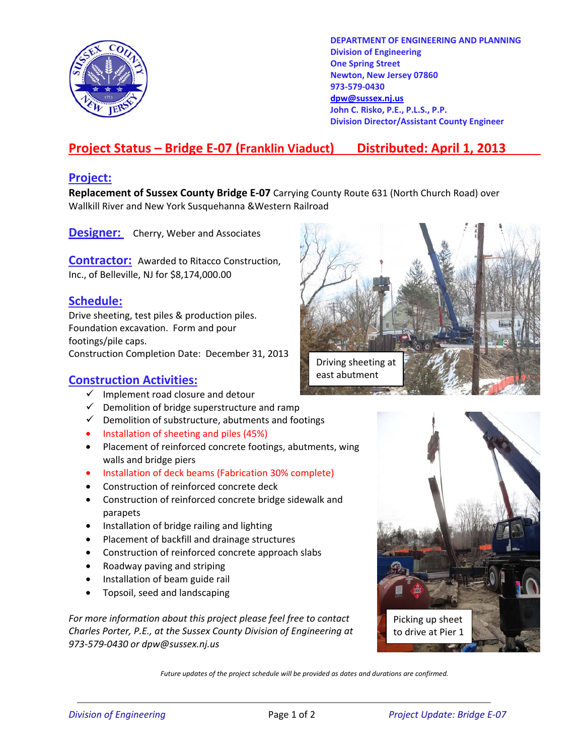DEPARTMENT OF ENGINEERING AND PLANNING
Division of Engineering
One Spring Street
Newton, New Jersey 07860
973-579-0430
dpw@sussex.nj.us
John C. Risko, P.E., P.L.S., P.P.
Division Director/Assistant County Engineer

# Project Status – Bridge E-07 (Franklin Viaduct) Distributed: April 1, 2013

## Project:

**Replacement of Sussex County Bridge E-07** Carrying County Route 631 (North Church Road) over Wallkill River and New York Susquehanna &Western Railroad

## Designer:

Cherry, Weber and Associates

## Contractor:

Awarded to Ritacco Construction, Inc., of Belleville, NJ for $8,174,000.00

## Schedule:

Drive sheeting, test piles & production piles.
Foundation excavation. Form and pour footings/pile caps.
Construction Completion Date: December 31, 2013

Driving sheeting at east abutment

## Construction Activities:

- ✓ Implement road closure and detour
- ✓ Demolition of bridge superstructure and ramp
- ✓ Demolition of substructure, abutments and footings
- Installation of sheeting and piles (45%)
- Placement of reinforced concrete footings, abutments, wing walls and bridge piers
- Installation of deck beams (Fabrication 30% complete)
- Construction of reinforced concrete deck
- Construction of reinforced concrete bridge sidewalk and parapets
- Installation of bridge railing and lighting
- Placement of backfill and drainage structures
- Construction of reinforced concrete approach slabs
- Roadway paving and striping
- Installation of beam guide rail
- Topsoil, seed and landscaping

Picking up sheet to drive at Pier 1

*For more information about this project please feel free to contact Charles Porter, P.E., at the Sussex County Division of Engineering at 973-579-0430 or dpw@sussex.nj.us*

*Future updates of the project schedule will be provided as dates and durations are confirmed.*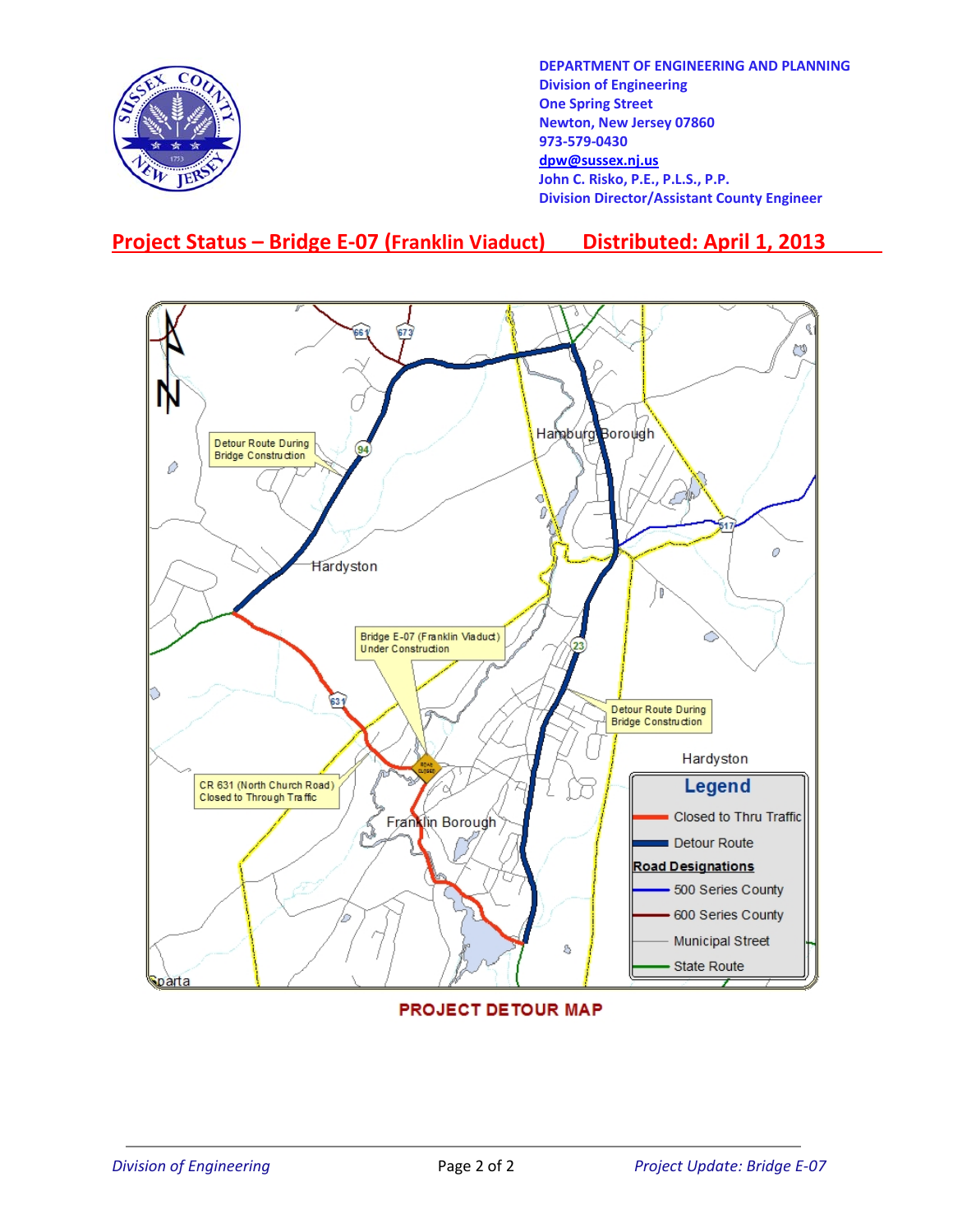DEPARTMENT OF ENGINEERING AND PLANNING
Division of Engineering
One Spring Street
Newton, New Jersey 07860
973-579-0430
dpw@sussex.nj.us
John C. Risko, P.E., P.L.S., P.P.
Division Director/Assistant County Engineer

## Project Status – Bridge E-07 (Franklin Viaduct) Distributed: April 1, 2013

661
673
94
Detour Route During Bridge Construction
Hamburg Borough
517
Hardyston
Bridge E-07 (Franklin Viaduct) Under Construction
23
631
Detour Route During Bridge Construction
Hardyston
CR 631 (North Church Road) Closed to Through Traffic
Franklin Borough
Sparta

Legend
Closed to Thru Traffic
Detour Route
Road Designations
500 Series County
600 Series County
Municipal Street
State Route

PROJECT DETOUR MAP